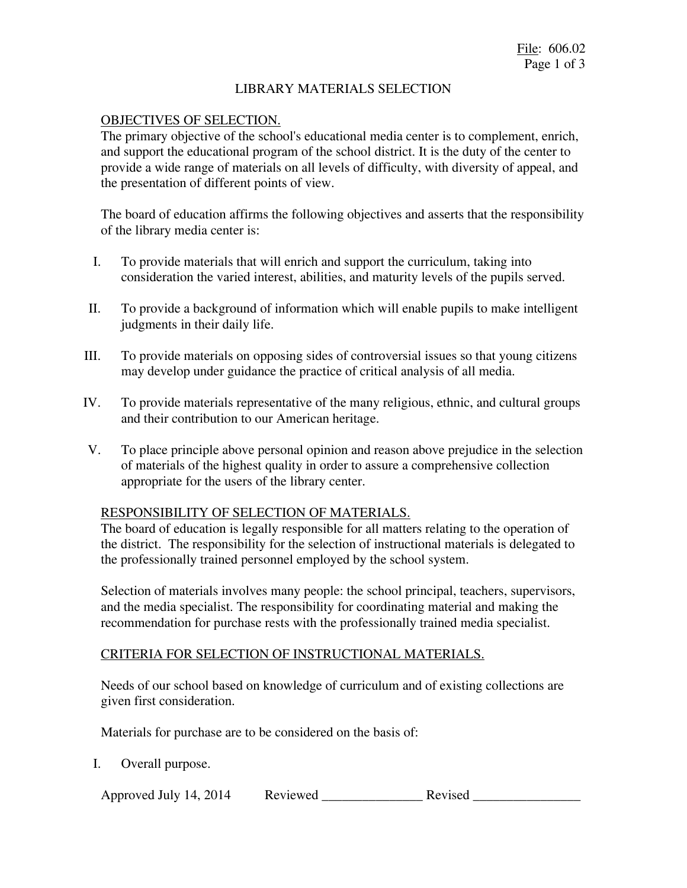File: 606.02

# LIBRARY MATERIALS SELECTION

## OBJECTIVES OF SELECTION.

The primary objective of the school's educational media center is to complement, enrich, and support the educational program of the school district. It is the duty of the center to provide a wide range of materials on all levels of difficulty, with diversity of appeal, and the presentation of different points of view.

The board of education affirms the following objectives and asserts that the responsibility of the library media center is:

I. To provide materials that will enrich and support the curriculum, taking into consideration the varied interest, abilities, and maturity levels of the pupils served.

II. To provide a background of information which will enable pupils to make intelligent judgments in their daily life.

III. To provide materials on opposing sides of controversial issues so that young citizens may develop under guidance the practice of critical analysis of all media.

IV. To provide materials representative of the many religious, ethnic, and cultural groups and their contribution to our American heritage.

V. To place principle above personal opinion and reason above prejudice in the selection of materials of the highest quality in order to assure a comprehensive collection appropriate for the users of the library center.

## RESPONSIBILITY OF SELECTION OF MATERIALS.

The board of education is legally responsible for all matters relating to the operation of the district. The responsibility for the selection of instructional materials is delegated to the professionally trained personnel employed by the school system.

Selection of materials involves many people: the school principal, teachers, supervisors, and the media specialist. The responsibility for coordinating material and making the recommendation for purchase rests with the professionally trained media specialist.

## CRITERIA FOR SELECTION OF INSTRUCTIONAL MATERIALS.

Needs of our school based on knowledge of curriculum and of existing collections are given first consideration.

Materials for purchase are to be considered on the basis of:

I. Overall purpose.

Approved July 14, 2014 Reviewed _______________ Revised ________________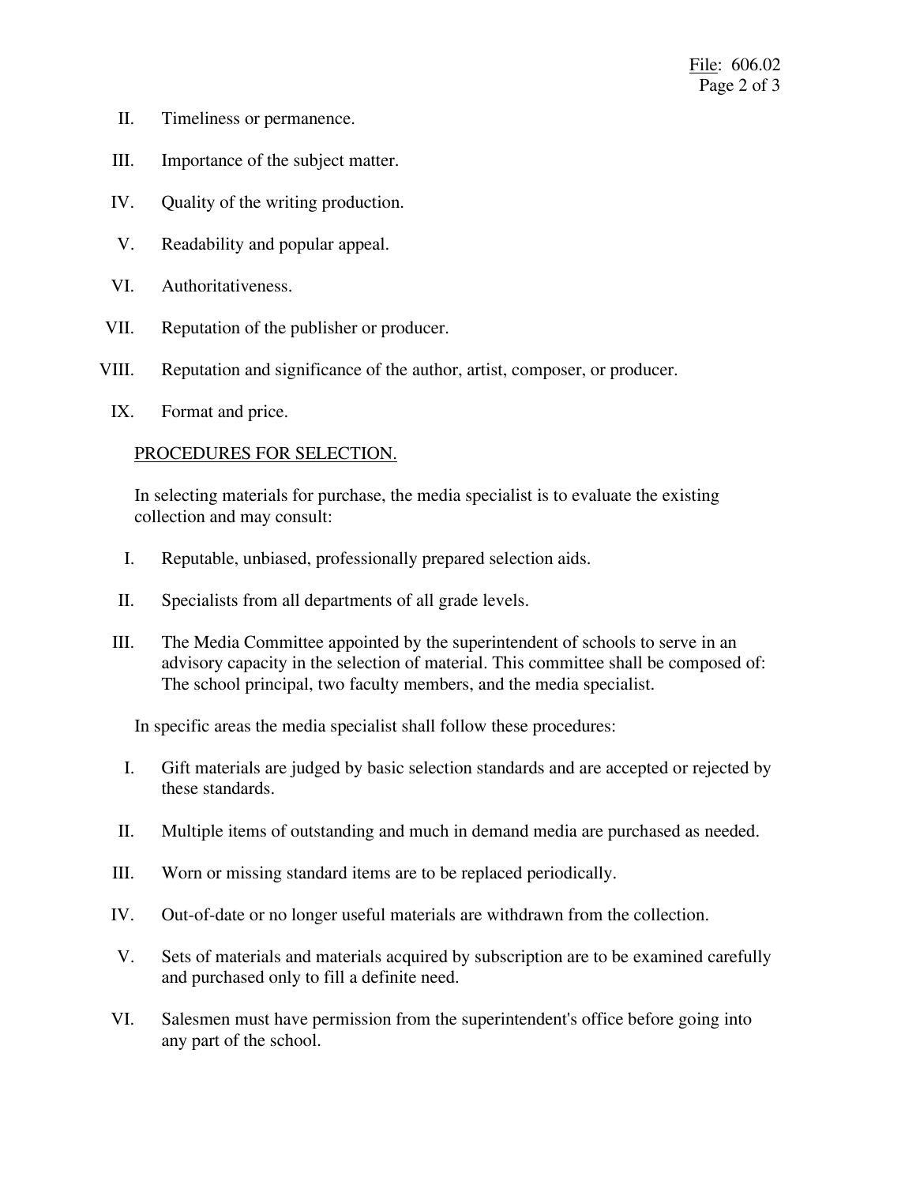II. Timeliness or permanence.

III. Importance of the subject matter.

IV. Quality of the writing production.

V. Readability and popular appeal.

VI. Authoritativeness.

VII. Reputation of the publisher or producer.

VIII. Reputation and significance of the author, artist, composer, or producer.

IX. Format and price.

PROCEDURES FOR SELECTION.

In selecting materials for purchase, the media specialist is to evaluate the existing collection and may consult:

I. Reputable, unbiased, professionally prepared selection aids.

II. Specialists from all departments of all grade levels.

III. The Media Committee appointed by the superintendent of schools to serve in an advisory capacity in the selection of material. This committee shall be composed of: The school principal, two faculty members, and the media specialist.

In specific areas the media specialist shall follow these procedures:

I. Gift materials are judged by basic selection standards and are accepted or rejected by these standards.

II. Multiple items of outstanding and much in demand media are purchased as needed.

III. Worn or missing standard items are to be replaced periodically.

IV. Out-of-date or no longer useful materials are withdrawn from the collection.

V. Sets of materials and materials acquired by subscription are to be examined carefully and purchased only to fill a definite need.

VI. Salesmen must have permission from the superintendent's office before going into any part of the school.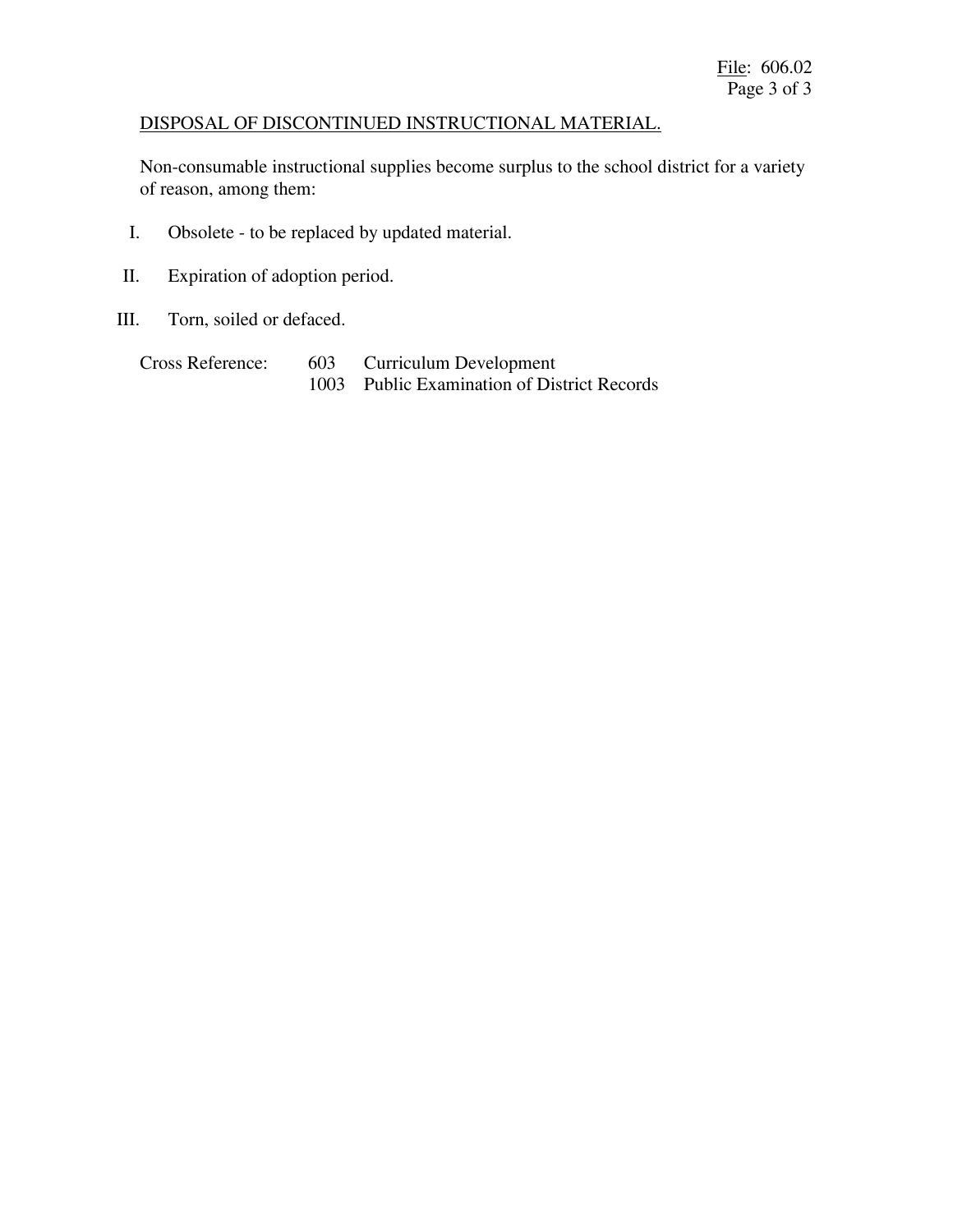## DISPOSAL OF DISCONTINUED INSTRUCTIONAL MATERIAL.

Non-consumable instructional supplies become surplus to the school district for a variety of reason, among them:

I. Obsolete - to be replaced by updated material.

II. Expiration of adoption period.

III. Torn, soiled or defaced.

Cross Reference: 603 Curriculum Development
1003 Public Examination of District Records